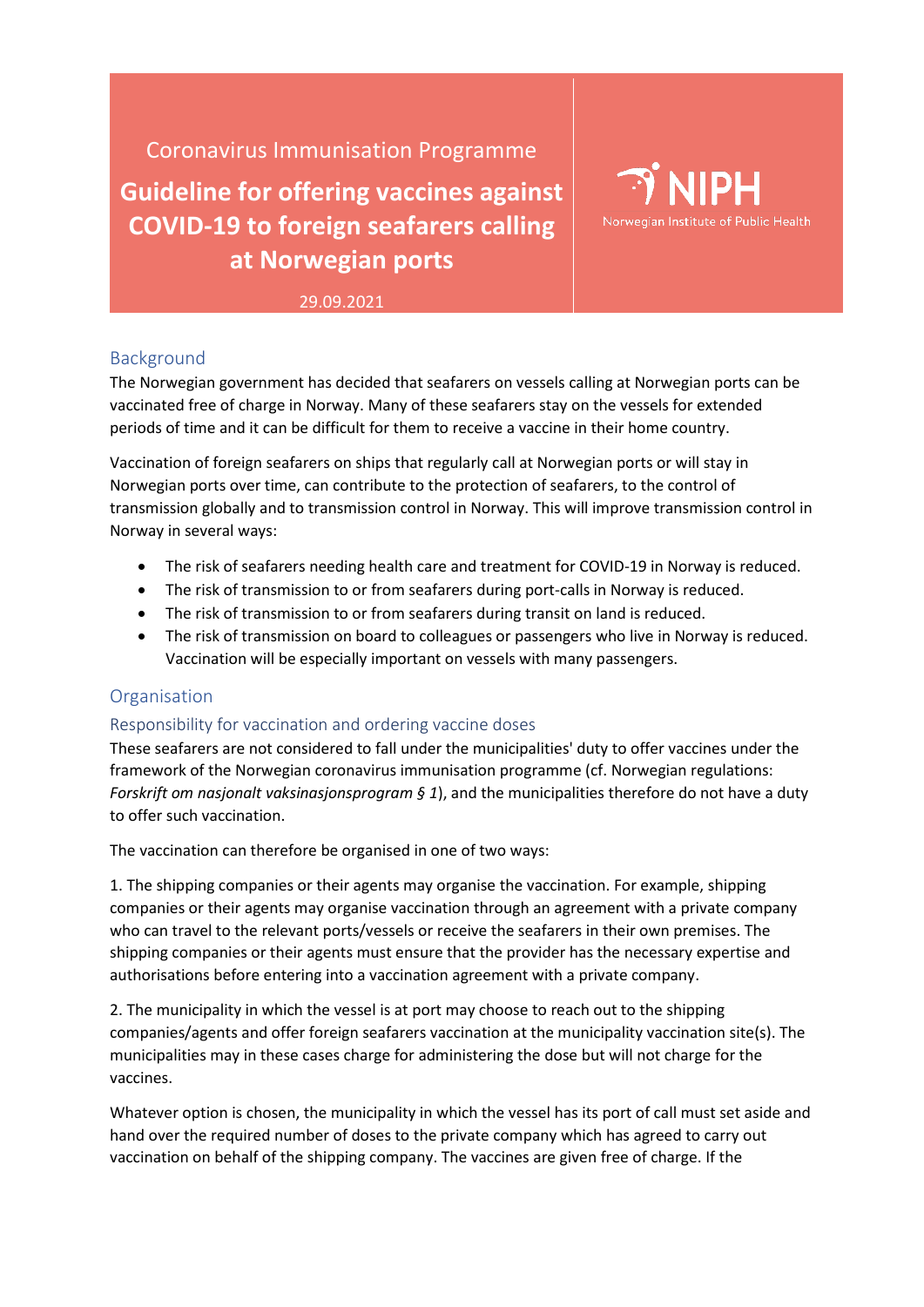Coronavirus Immunisation Programme

# Guideline for offering vaccines against COVID-19 to foreign seafarers calling at Norwegian ports

NIPH
Norwegian Institute of Public Health

29.09.2021

## Background

The Norwegian government has decided that seafarers on vessels calling at Norwegian ports can be vaccinated free of charge in Norway. Many of these seafarers stay on the vessels for extended periods of time and it can be difficult for them to receive a vaccine in their home country.

Vaccination of foreign seafarers on ships that regularly call at Norwegian ports or will stay in Norwegian ports over time, can contribute to the protection of seafarers, to the control of transmission globally and to transmission control in Norway. This will improve transmission control in Norway in several ways:

- The risk of seafarers needing health care and treatment for COVID-19 in Norway is reduced.
- The risk of transmission to or from seafarers during port-calls in Norway is reduced.
- The risk of transmission to or from seafarers during transit on land is reduced.
- The risk of transmission on board to colleagues or passengers who live in Norway is reduced. Vaccination will be especially important on vessels with many passengers.

## Organisation

### Responsibility for vaccination and ordering vaccine doses

These seafarers are not considered to fall under the municipalities' duty to offer vaccines under the framework of the Norwegian coronavirus immunisation programme (cf. Norwegian regulations: *Forskrift om nasjonalt vaksinasjonsprogram § 1*), and the municipalities therefore do not have a duty to offer such vaccination.

The vaccination can therefore be organised in one of two ways:

1. The shipping companies or their agents may organise the vaccination. For example, shipping companies or their agents may organise vaccination through an agreement with a private company who can travel to the relevant ports/vessels or receive the seafarers in their own premises. The shipping companies or their agents must ensure that the provider has the necessary expertise and authorisations before entering into a vaccination agreement with a private company.

2. The municipality in which the vessel is at port may choose to reach out to the shipping companies/agents and offer foreign seafarers vaccination at the municipality vaccination site(s). The municipalities may in these cases charge for administering the dose but will not charge for the vaccines.

Whatever option is chosen, the municipality in which the vessel has its port of call must set aside and hand over the required number of doses to the private company which has agreed to carry out vaccination on behalf of the shipping company. The vaccines are given free of charge. If the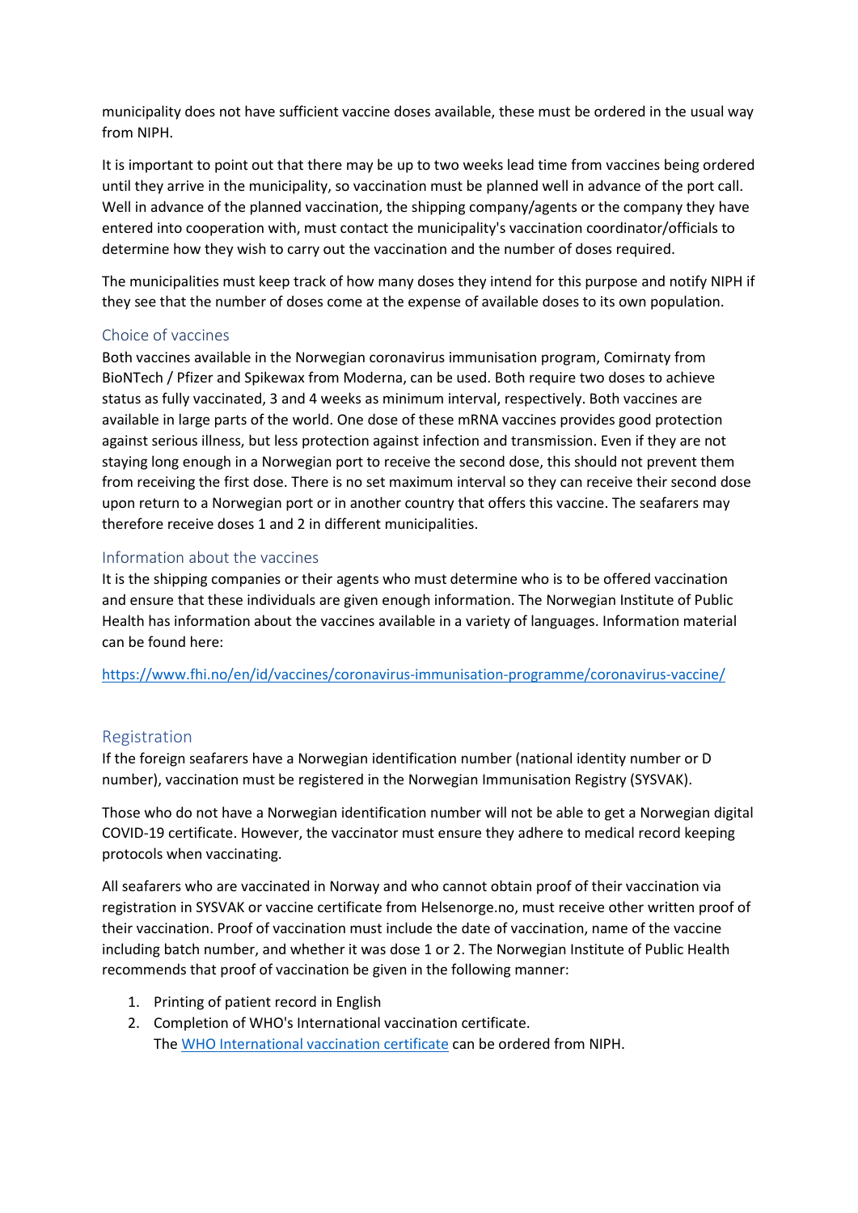municipality does not have sufficient vaccine doses available, these must be ordered in the usual way from NIPH.

It is important to point out that there may be up to two weeks lead time from vaccines being ordered until they arrive in the municipality, so vaccination must be planned well in advance of the port call. Well in advance of the planned vaccination, the shipping company/agents or the company they have entered into cooperation with, must contact the municipality's vaccination coordinator/officials to determine how they wish to carry out the vaccination and the number of doses required.

The municipalities must keep track of how many doses they intend for this purpose and notify NIPH if they see that the number of doses come at the expense of available doses to its own population.

### Choice of vaccines

Both vaccines available in the Norwegian coronavirus immunisation program, Comirnaty from BioNTech / Pfizer and Spikewax from Moderna, can be used. Both require two doses to achieve status as fully vaccinated, 3 and 4 weeks as minimum interval, respectively. Both vaccines are available in large parts of the world. One dose of these mRNA vaccines provides good protection against serious illness, but less protection against infection and transmission. Even if they are not staying long enough in a Norwegian port to receive the second dose, this should not prevent them from receiving the first dose. There is no set maximum interval so they can receive their second dose upon return to a Norwegian port or in another country that offers this vaccine. The seafarers may therefore receive doses 1 and 2 in different municipalities.

### Information about the vaccines

It is the shipping companies or their agents who must determine who is to be offered vaccination and ensure that these individuals are given enough information. The Norwegian Institute of Public Health has information about the vaccines available in a variety of languages. Information material can be found here:

[https://www.fhi.no/en/id/vaccines/coronavirus-immunisation-programme/coronavirus-vaccine/](https://www.fhi.no/en/id/vaccines/coronavirus-immunisation-programme/coronavirus-vaccine/)

## Registration

If the foreign seafarers have a Norwegian identification number (national identity number or D number), vaccination must be registered in the Norwegian Immunisation Registry (SYSVAK).

Those who do not have a Norwegian identification number will not be able to get a Norwegian digital COVID-19 certificate. However, the vaccinator must ensure they adhere to medical record keeping protocols when vaccinating.

All seafarers who are vaccinated in Norway and who cannot obtain proof of their vaccination via registration in SYSVAK or vaccine certificate from Helsenorge.no, must receive other written proof of their vaccination. Proof of vaccination must include the date of vaccination, name of the vaccine including batch number, and whether it was dose 1 or 2. The Norwegian Institute of Public Health recommends that proof of vaccination be given in the following manner:

1. Printing of patient record in English
2. Completion of WHO's International vaccination certificate.
   The WHO International vaccination certificate can be ordered from NIPH.